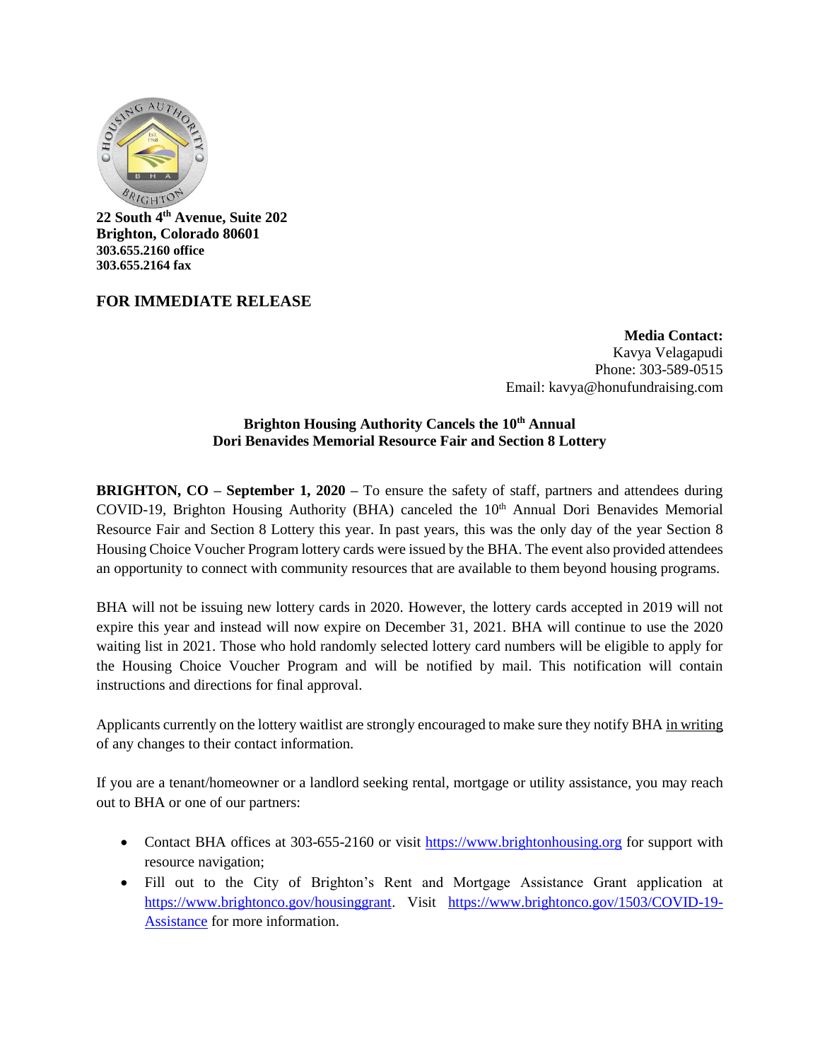**22 South 4th Avenue, Suite 202**
**Brighton, Colorado 80601**
**303.655.2160 office**
**303.655.2164 fax**

## FOR IMMEDIATE RELEASE

**Media Contact:**
Kavya Velagapudi
Phone: 303-589-0515
Email: kavya@honufundraising.com

### Brighton Housing Authority Cancels the 10th Annual Dori Benavides Memorial Resource Fair and Section 8 Lottery

**BRIGHTON, CO – September 1, 2020 –** To ensure the safety of staff, partners and attendees during COVID-19, Brighton Housing Authority (BHA) canceled the 10th Annual Dori Benavides Memorial Resource Fair and Section 8 Lottery this year. In past years, this was the only day of the year Section 8 Housing Choice Voucher Program lottery cards were issued by the BHA. The event also provided attendees an opportunity to connect with community resources that are available to them beyond housing programs.

BHA will not be issuing new lottery cards in 2020. However, the lottery cards accepted in 2019 will not expire this year and instead will now expire on December 31, 2021. BHA will continue to use the 2020 waiting list in 2021. Those who hold randomly selected lottery card numbers will be eligible to apply for the Housing Choice Voucher Program and will be notified by mail. This notification will contain instructions and directions for final approval.

Applicants currently on the lottery waitlist are strongly encouraged to make sure they notify BHA in writing of any changes to their contact information.

If you are a tenant/homeowner or a landlord seeking rental, mortgage or utility assistance, you may reach out to BHA or one of our partners:

- Contact BHA offices at 303-655-2160 or visit https://www.brightonhousing.org for support with resource navigation;
- Fill out to the City of Brighton's Rent and Mortgage Assistance Grant application at https://www.brightonco.gov/housinggrant. Visit https://www.brightonco.gov/1503/COVID-19-Assistance for more information.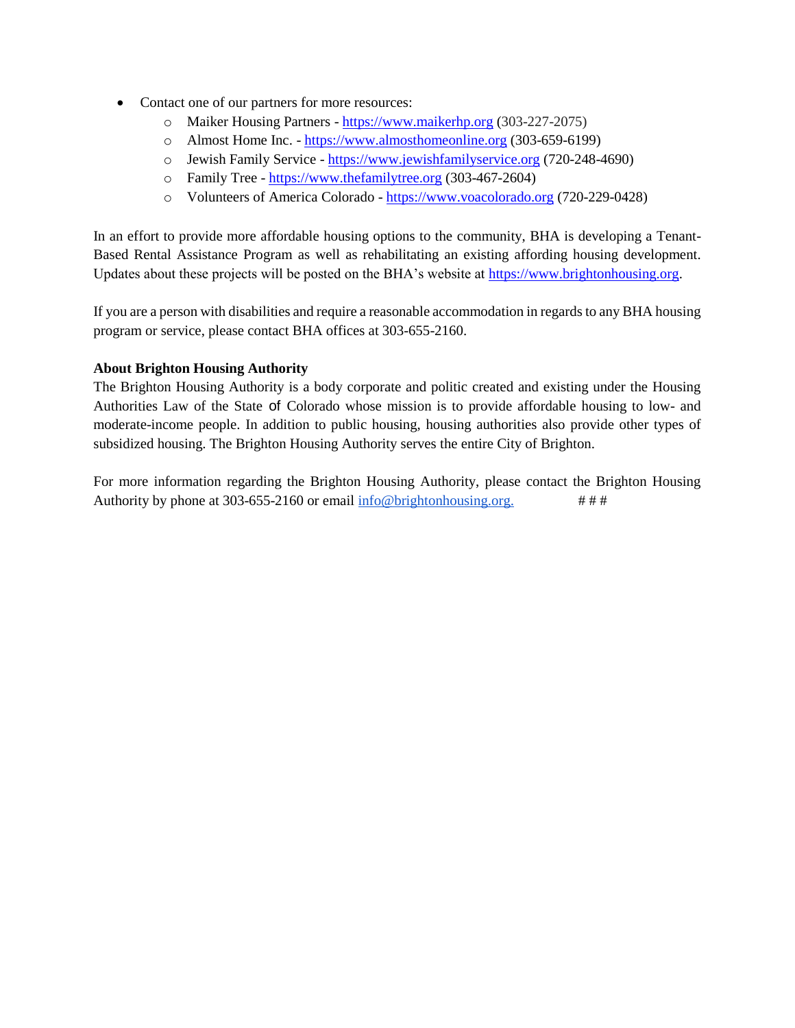- Contact one of our partners for more resources:
  - Maiker Housing Partners - https://www.maikerhp.org (303-227-2075)
  - Almost Home Inc. - https://www.almosthomeonline.org (303-659-6199)
  - Jewish Family Service - https://www.jewishfamilyservice.org (720-248-4690)
  - Family Tree - https://www.thefamilytree.org (303-467-2604)
  - Volunteers of America Colorado - https://www.voacolorado.org (720-229-0428)

In an effort to provide more affordable housing options to the community, BHA is developing a Tenant-Based Rental Assistance Program as well as rehabilitating an existing affording housing development. Updates about these projects will be posted on the BHA's website at https://www.brightonhousing.org.

If you are a person with disabilities and require a reasonable accommodation in regards to any BHA housing program or service, please contact BHA offices at 303-655-2160.

**About Brighton Housing Authority**

The Brighton Housing Authority is a body corporate and politic created and existing under the Housing Authorities Law of the State of Colorado whose mission is to provide affordable housing to low- and moderate-income people. In addition to public housing, housing authorities also provide other types of subsidized housing. The Brighton Housing Authority serves the entire City of Brighton.

For more information regarding the Brighton Housing Authority, please contact the Brighton Housing Authority by phone at 303-655-2160 or email info@brightonhousing.org.

# # #